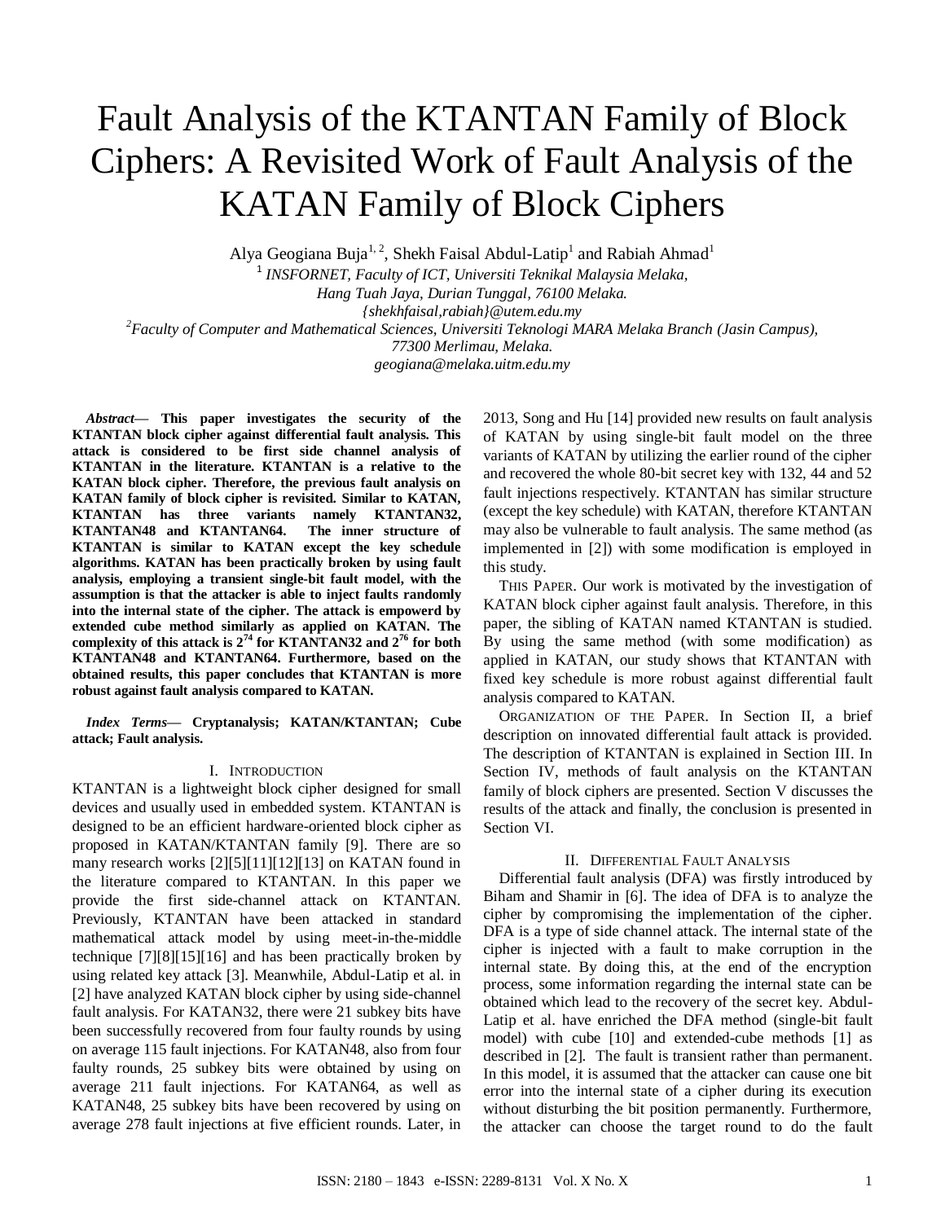# Fault Analysis of the KTANTAN Family of Block Ciphers: A Revisited Work of Fault Analysis of the KATAN Family of Block Ciphers

Alya Geogiana Buja[1, 2], Shekh Faisal Abdul-Latip[1] and Rabiah Ahmad[1]

[1] *INSFORNET, Faculty of ICT, Universiti Teknikal Malaysia Melaka, Hang Tuah Jaya, Durian Tunggal, 76100 Melaka.*
*{shekhfaisal,rabiah}@utem.edu.my*

[2] *Faculty of Computer and Mathematical Sciences, Universiti Teknologi MARA Melaka Branch (Jasin Campus), 77300 Merlimau, Melaka.*
*geogiana@melaka.uitm.edu.my*

***Abstract*— This paper investigates the security of the KTANTAN block cipher against differential fault analysis. This attack is considered to be first side channel analysis of KTANTAN in the literature. KTANTAN is a relative to the KATAN block cipher. Therefore, the previous fault analysis on KATAN family of block cipher is revisited. Similar to KATAN, KTANTAN has three variants namely KTANTAN32, KTANTAN48 and KTANTAN64. The inner structure of KTANTAN is similar to KATAN except the key schedule algorithms. KATAN has been practically broken by using fault analysis, employing a transient single-bit fault model, with the assumption is that the attacker is able to inject faults randomly into the internal state of the cipher. The attack is empowerd by extended cube method similarly as applied on KATAN. The complexity of this attack is $2^{74}$ for KTANTAN32 and $2^{76}$ for both KTANTAN48 and KTANTAN64. Furthermore, based on the obtained results, this paper concludes that KTANTAN is more robust against fault analysis compared to KATAN.**

***Index Terms*— Cryptanalysis; KATAN/KTANTAN; Cube attack; Fault analysis.**

## I. Introduction

KTANTAN is a lightweight block cipher designed for small devices and usually used in embedded system. KTANTAN is designed to be an efficient hardware-oriented block cipher as proposed in KATAN/KTANTAN family [9]. There are so many research works [2][5][11][12][13] on KATAN found in the literature compared to KTANTAN. In this paper we provide the first side-channel attack on KTANTAN. Previously, KTANTAN have been attacked in standard mathematical attack model by using meet-in-the-middle technique [7][8][15][16] and has been practically broken by using related key attack [3]. Meanwhile, Abdul-Latip et al. in [2] have analyzed KATAN block cipher by using side-channel fault analysis. For KATAN32, there were 21 subkey bits have been successfully recovered from four faulty rounds by using on average 115 fault injections. For KATAN48, also from four faulty rounds, 25 subkey bits were obtained by using on average 211 fault injections. For KATAN64, as well as KATAN48, 25 subkey bits have been recovered by using on average 278 fault injections at five efficient rounds. Later, in 2013, Song and Hu [14] provided new results on fault analysis of KATAN by using single-bit fault model on the three variants of KATAN by utilizing the earlier round of the cipher and recovered the whole 80-bit secret key with 132, 44 and 52 fault injections respectively. KTANTAN has similar structure (except the key schedule) with KATAN, therefore KTANTAN may also be vulnerable to fault analysis. The same method (as implemented in [2]) with some modification is employed in this study.

THIS PAPER. Our work is motivated by the investigation of KATAN block cipher against fault analysis. Therefore, in this paper, the sibling of KATAN named KTANTAN is studied. By using the same method (with some modification) as applied in KATAN, our study shows that KTANTAN with fixed key schedule is more robust against differential fault analysis compared to KATAN.

ORGANIZATION OF THE PAPER. In Section II, a brief description on innovated differential fault attack is provided. The description of KTANTAN is explained in Section III. In Section IV, methods of fault analysis on the KTANTAN family of block ciphers are presented. Section V discusses the results of the attack and finally, the conclusion is presented in Section VI.

## II. Differential Fault Analysis

Differential fault analysis (DFA) was firstly introduced by Biham and Shamir in [6]. The idea of DFA is to analyze the cipher by compromising the implementation of the cipher. DFA is a type of side channel attack. The internal state of the cipher is injected with a fault to make corruption in the internal state. By doing this, at the end of the encryption process, some information regarding the internal state can be obtained which lead to the recovery of the secret key. Abdul-Latip et al. have enriched the DFA method (single-bit fault model) with cube [10] and extended-cube methods [1] as described in [2]. The fault is transient rather than permanent. In this model, it is assumed that the attacker can cause one bit error into the internal state of a cipher during its execution without disturbing the bit position permanently. Furthermore, the attacker can choose the target round to do the fault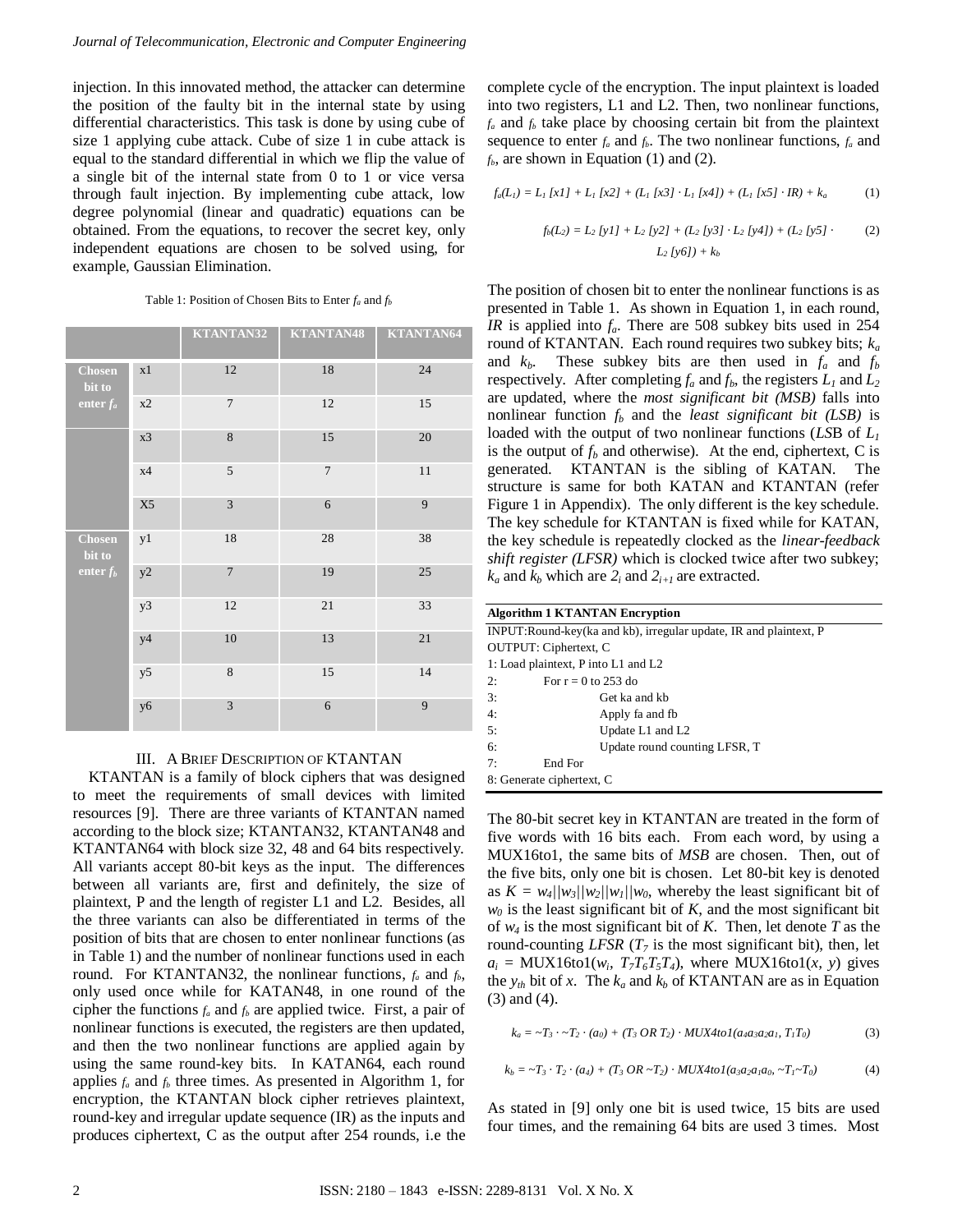injection. In this innovated method, the attacker can determine the position of the faulty bit in the internal state by using differential characteristics. This task is done by using cube of size 1 applying cube attack. Cube of size 1 in cube attack is equal to the standard differential in which we flip the value of a single bit of the internal state from 0 to 1 or vice versa through fault injection. By implementing cube attack, low degree polynomial (linear and quadratic) equations can be obtained. From the equations, to recover the secret key, only independent equations are chosen to be solved using, for example, Gaussian Elimination.

Table 1: Position of Chosen Bits to Enter $f_a$ and $f_b$

| | | KTANTAN32 | KTANTAN48 | KTANTAN64 |
|---|---|---|---|---|
| Chosen bit to enter $f_a$ | x1 | 12 | 18 | 24 |
| | x2 | 7 | 12 | 15 |
| | x3 | 8 | 15 | 20 |
| | x4 | 5 | 7 | 11 |
| | X5 | 3 | 6 | 9 |
| Chosen bit to enter $f_b$ | y1 | 18 | 28 | 38 |
| | y2 | 7 | 19 | 25 |
| | y3 | 12 | 21 | 33 |
| | y4 | 10 | 13 | 21 |
| | y5 | 8 | 15 | 14 |
| | y6 | 3 | 6 | 9 |

## III. A Brief Description of KTANTAN

KTANTAN is a family of block ciphers that was designed to meet the requirements of small devices with limited resources [9]. There are three variants of KTANTAN named according to the block size; KTANTAN32, KTANTAN48 and KTANTAN64 with block size 32, 48 and 64 bits respectively. All variants accept 80-bit keys as the input. The differences between all variants are, first and definitely, the size of plaintext, P and the length of register L1 and L2. Besides, all the three variants can also be differentiated in terms of the position of bits that are chosen to enter nonlinear functions (as in Table 1) and the number of nonlinear functions used in each round. For KTANTAN32, the nonlinear functions, $f_a$ and $f_b$, only used once while for KATAN48, in one round of the cipher the functions $f_a$ and $f_b$ are applied twice. First, a pair of nonlinear functions is executed, the registers are then updated, and then the two nonlinear functions are applied again by using the same round-key bits. In KATAN64, each round applies $f_a$ and $f_b$ three times. As presented in Algorithm 1, for encryption, the KTANTAN block cipher retrieves plaintext, round-key and irregular update sequence (IR) as the inputs and produces ciphertext, C as the output after 254 rounds, i.e the complete cycle of the encryption. The input plaintext is loaded into two registers, L1 and L2. Then, two nonlinear functions, $f_a$ and $f_b$ take place by choosing certain bit from the plaintext sequence to enter $f_a$ and $f_b$. The two nonlinear functions, $f_a$ and $f_b$, are shown in Equation (1) and (2).

$$f_a(L_1) = L_1[x1] + L_1[x2] + (L_1[x3] \cdot L_1[x4]) + (L_1[x5] \cdot IR) + k_a \quad (1)$$

$$f_b(L_2) = L_2[y1] + L_2[y2] + (L_2[y3] \cdot L_2[y4]) + (L_2[y5] \cdot L_2[y6]) + k_b \quad (2)$$

The position of chosen bit to enter the nonlinear functions is as presented in Table 1. As shown in Equation 1, in each round, *IR* is applied into $f_a$. There are 508 subkey bits used in 254 round of KTANTAN. Each round requires two subkey bits; $k_a$ and $k_b$. These subkey bits are then used in $f_a$ and $f_b$ respectively. After completing $f_a$ and $f_b$, the registers $L_1$ and $L_2$ are updated, where the *most significant bit (MSB)* falls into nonlinear function $f_b$ and the *least significant bit (LSB)* is loaded with the output of two nonlinear functions (*LS*B of $L_1$ is the output of $f_b$ and otherwise). At the end, ciphertext, C is generated. KTANTAN is the sibling of KATAN. The structure is same for both KATAN and KTANTAN (refer Figure 1 in Appendix). The only different is the key schedule. The key schedule for KTANTAN is fixed while for KATAN, the key schedule is repeatedly clocked as the *linear-feedback shift register (LFSR)* which is clocked twice after two subkey; $k_a$ and $k_b$ which are $2_i$ and $2_{i+1}$ are extracted.

**Algorithm 1 KTANTAN Encryption**

```
INPUT:Round-key(ka and kb), irregular update, IR and plaintext, P
OUTPUT: Ciphertext, C
1: Load plaintext, P into L1 and L2
2:      For r = 0 to 253 do
3:            Get ka and kb
4:            Apply fa and fb
5:            Update L1 and L2
6:            Update round counting LFSR, T
7:      End For
8: Generate ciphertext, C
```

The 80-bit secret key in KTANTAN are treated in the form of five words with 16 bits each. From each word, by using a MUX16to1, the same bits of *MSB* are chosen. Then, out of the five bits, only one bit is chosen. Let 80-bit key is denoted as $K = w_4||w_3||w_2||w_1||w_0$, whereby the least significant bit of $w_0$ is the least significant bit of *K*, and the most significant bit of $w_4$ is the most significant bit of *K*. Then, let denote *T* as the round-counting *LFSR* ($T_7$ is the most significant bit), then, let $a_i$ = MUX16to1($w_i$, $T_7T_6T_5T_4$), where MUX16to1($x$, $y$) gives the $y_{th}$ bit of *x*. The $k_a$ and $k_b$ of KTANTAN are as in Equation (3) and (4).

$$k_a = \sim T_3 \cdot \sim T_2 \cdot (a_0) + (T_3 \text{ OR } T_2) \cdot MUX4to1(a_4a_3a_2a_1, T_1T_0) \quad (3)$$

$$k_b = \sim T_3 \cdot T_2 \cdot (a_4) + (T_3 \text{ OR } \sim T_2) \cdot MUX4to1(a_3a_2a_1a_0, \sim T_1 \sim T_0) \quad (4)$$

As stated in [9] only one bit is used twice, 15 bits are used four times, and the remaining 64 bits are used 3 times. Most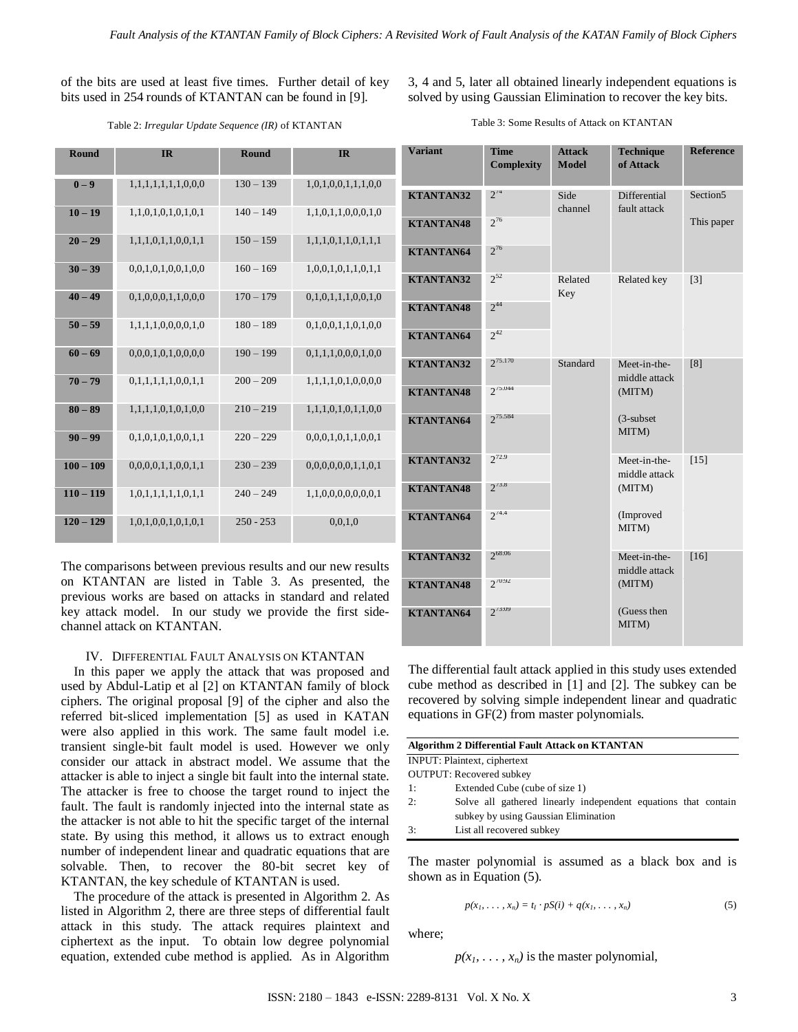of the bits are used at least five times. Further detail of key bits used in 254 rounds of KTANTAN can be found in [9].

Table 2: *Irregular Update Sequence (IR)* of KTANTAN

| Round | IR | Round | IR |
|---|---|---|---|
| 0 – 9 | 1,1,1,1,1,1,1,0,0,0 | 130 – 139 | 1,0,1,0,0,1,1,1,0,0 |
| 10 – 19 | 1,1,0,1,0,1,0,1,0,1 | 140 – 149 | 1,1,0,1,1,0,0,0,1,0 |
| 20 – 29 | 1,1,1,0,1,1,0,0,1,1 | 150 – 159 | 1,1,1,0,1,1,0,1,1,1 |
| 30 – 39 | 0,0,1,0,1,0,0,1,0,0 | 160 – 169 | 1,0,0,1,0,1,1,0,1,1 |
| 40 – 49 | 0,1,0,0,0,1,1,0,0,0 | 170 – 179 | 0,1,0,1,1,1,0,0,1,0 |
| 50 – 59 | 1,1,1,1,0,0,0,0,1,0 | 180 – 189 | 0,1,0,0,1,1,0,1,0,0 |
| 60 – 69 | 0,0,0,1,0,1,0,0,0,0 | 190 – 199 | 0,1,1,1,0,0,0,1,0,0 |
| 70 – 79 | 0,1,1,1,1,1,0,0,1,1 | 200 – 209 | 1,1,1,1,0,1,0,0,0,0 |
| 80 – 89 | 1,1,1,1,0,1,0,1,0,0 | 210 – 219 | 1,1,1,0,1,0,1,1,0,0 |
| 90 – 99 | 0,1,0,1,0,1,0,0,1,1 | 220 – 229 | 0,0,0,1,0,1,1,0,0,1 |
| 100 – 109 | 0,0,0,0,1,1,0,0,1,1 | 230 – 239 | 0,0,0,0,0,0,1,1,0,1 |
| 110 – 119 | 1,0,1,1,1,1,1,0,1,1 | 240 – 249 | 1,1,0,0,0,0,0,0,0,1 |
| 120 – 129 | 1,0,1,0,0,1,0,1,0,1 | 250 - 253 | 0,0,1,0 |

The comparisons between previous results and our new results on KTANTAN are listed in Table 3. As presented, the previous works are based on attacks in standard and related key attack model. In our study we provide the first side-channel attack on KTANTAN.

## IV. Differential Fault Analysis on KTANTAN

In this paper we apply the attack that was proposed and used by Abdul-Latip et al [2] on KTANTAN family of block ciphers. The original proposal [9] of the cipher and also the referred bit-sliced implementation [5] as used in KATAN were also applied in this work. The same fault model i.e. transient single-bit fault model is used. However we only consider our attack in abstract model. We assume that the attacker is able to inject a single bit fault into the internal state. The attacker is free to choose the target round to inject the fault. The fault is randomly injected into the internal state as the attacker is not able to hit the specific target of the internal state. By using this method, it allows us to extract enough number of independent linear and quadratic equations that are solvable. Then, to recover the 80-bit secret key of KTANTAN, the key schedule of KTANTAN is used.

The procedure of the attack is presented in Algorithm 2. As listed in Algorithm 2, there are three steps of differential fault attack in this study. The attack requires plaintext and ciphertext as the input. To obtain low degree polynomial equation, extended cube method is applied. As in Algorithm 3, 4 and 5, later all obtained linearly independent equations is solved by using Gaussian Elimination to recover the key bits.

Table 3: Some Results of Attack on KTANTAN

| Variant | Time Complexity | Attack Model | Technique of Attack | Reference |
|---|---|---|---|---|
| KTANTAN32 | $2^{74}$ | Side channel | Differential fault attack | Section5 |
| KTANTAN48 | $2^{76}$ | | | This paper |
| KTANTAN64 | $2^{76}$ | | | |
| KTANTAN32 | $2^{52}$ | Related Key | Related key | [3] |
| KTANTAN48 | $2^{44}$ | | | |
| KTANTAN64 | $2^{42}$ | | | |
| KTANTAN32 | $2^{75.170}$ | Standard | Meet-in-the-middle attack (MITM) | [8] |
| KTANTAN48 | $2^{75.044}$ | | | |
| KTANTAN64 | $2^{75.584}$ | | (3-subset MITM) | |
| KTANTAN32 | $2^{72.9}$ | | Meet-in-the-middle attack (MITM) | [15] |
| KTANTAN48 | $2^{73.8}$ | | | |
| KTANTAN64 | $2^{74.4}$ | | (Improved MITM) | |
| KTANTAN32 | $2^{68.06}$ | | Meet-in-the-middle attack (MITM) | [16] |
| KTANTAN48 | $2^{70.92}$ | | | |
| KTANTAN64 | $2^{73.09}$ | | (Guess then MITM) | |

The differential fault attack applied in this study uses extended cube method as described in [1] and [2]. The subkey can be recovered by solving simple independent linear and quadratic equations in GF(2) from master polynomials.

**Algorithm 2 Differential Fault Attack on KTANTAN**

INPUT: Plaintext, ciphertext
OUTPUT: Recovered subkey

1: Extended Cube (cube of size 1)
2: Solve all gathered linearly independent equations that contain subkey by using Gaussian Elimination
3: List all recovered subkey

The master polynomial is assumed as a black box and is shown as in Equation (5).

$$p(x_1, \ldots, x_n) = t_I \cdot pS(i) + q(x_1, \ldots, x_n) \quad (5)$$

where;

$p(x_1, \ldots, x_n)$ is the master polynomial,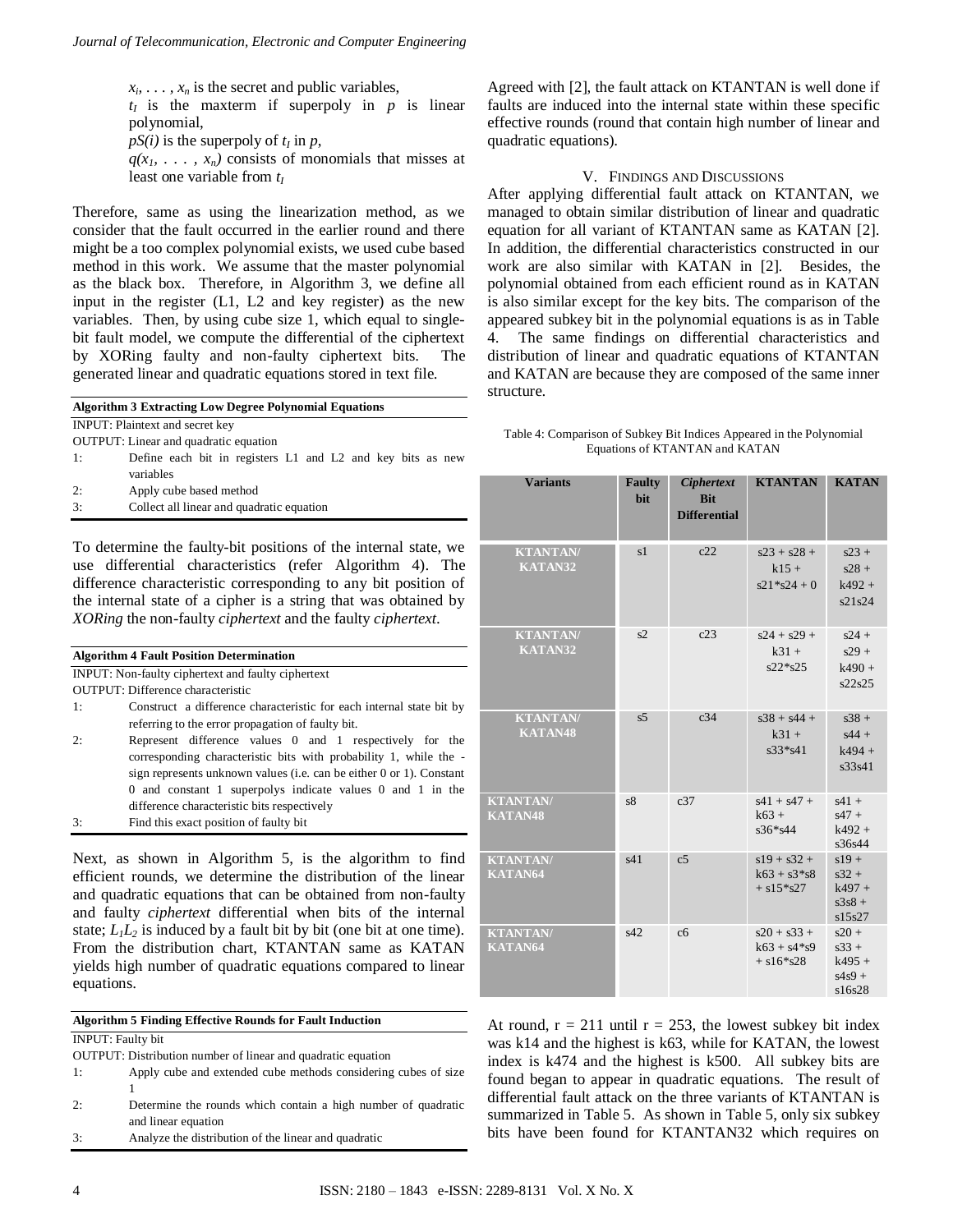$x_i, \ldots, x_n$ is the secret and public variables,

$t_I$ is the maxterm if superpoly in $p$ is linear polynomial,

$pS(i)$ is the superpoly of $t_I$ in $p$,

$q(x_1, \ldots, x_n)$ consists of monomials that misses at least one variable from $t_I$

Therefore, same as using the linearization method, as we consider that the fault occurred in the earlier round and there might be a too complex polynomial exists, we used cube based method in this work. We assume that the master polynomial as the black box. Therefore, in Algorithm 3, we define all input in the register (L1, L2 and key register) as the new variables. Then, by using cube size 1, which equal to single-bit fault model, we compute the differential of the ciphertext by XORing faulty and non-faulty ciphertext bits. The generated linear and quadratic equations stored in text file.

| **Algorithm 3 Extracting Low Degree Polynomial Equations** | |
|---|---|
| INPUT: Plaintext and secret key | |
| OUTPUT: Linear and quadratic equation | |
| 1: | Define each bit in registers L1 and L2 and key bits as new variables |
| 2: | Apply cube based method |
| 3: | Collect all linear and quadratic equation |

To determine the faulty-bit positions of the internal state, we use differential characteristics (refer Algorithm 4). The difference characteristic corresponding to any bit position of the internal state of a cipher is a string that was obtained by *XORing* the non-faulty *ciphertext* and the faulty *ciphertext*.

| **Algorithm 4 Fault Position Determination** | |
|---|---|
| INPUT: Non-faulty ciphertext and faulty ciphertext | |
| OUTPUT: Difference characteristic | |
| 1: | Construct a difference characteristic for each internal state bit by referring to the error propagation of faulty bit. |
| 2: | Represent difference values 0 and 1 respectively for the corresponding characteristic bits with probability 1, while the - sign represents unknown values (i.e. can be either 0 or 1). Constant 0 and constant 1 superpolys indicate values 0 and 1 in the difference characteristic bits respectively |
| 3: | Find this exact position of faulty bit |

Next, as shown in Algorithm 5, is the algorithm to find efficient rounds, we determine the distribution of the linear and quadratic equations that can be obtained from non-faulty and faulty *ciphertext* differential when bits of the internal state; $L_1L_2$ is induced by a fault bit by bit (one bit at one time). From the distribution chart, KTANTAN same as KATAN yields high number of quadratic equations compared to linear equations.

| **Algorithm 5 Finding Effective Rounds for Fault Induction** | |
|---|---|
| INPUT: Faulty bit | |
| OUTPUT: Distribution number of linear and quadratic equation | |
| 1: | Apply cube and extended cube methods considering cubes of size 1 |
| 2: | Determine the rounds which contain a high number of quadratic and linear equation |
| 3: | Analyze the distribution of the linear and quadratic |

Agreed with [2], the fault attack on KTANTAN is well done if faults are induced into the internal state within these specific effective rounds (round that contain high number of linear and quadratic equations).

## V. Findings and Discussions

After applying differential fault attack on KTANTAN, we managed to obtain similar distribution of linear and quadratic equation for all variant of KTANTAN same as KATAN [2]. In addition, the differential characteristics constructed in our work are also similar with KATAN in [2]. Besides, the polynomial obtained from each efficient round as in KATAN is also similar except for the key bits. The comparison of the appeared subkey bit in the polynomial equations is as in Table 4. The same findings on differential characteristics and distribution of linear and quadratic equations of KTANTAN and KATAN are because they are composed of the same inner structure.

Table 4: Comparison of Subkey Bit Indices Appeared in the Polynomial Equations of KTANTAN and KATAN

| Variants | Faulty bit | *Ciphertext* Bit Differential | KTANTAN | KATAN |
|---|---|---|---|---|
| KTANTAN/ KATAN32 | s1 | c22 | s23 + s28 + k15 + s21*s24 + 0 | s23 + s28 + k492 + s21s24 |
| KTANTAN/ KATAN32 | s2 | c23 | s24 + s29 + k31 + s22*s25 | s24 + s29 + k490 + s22s25 |
| KTANTAN/ KATAN48 | s5 | c34 | s38 + s44 + k31 + s33*s41 | s38 + s44 + k494 + s33s41 |
| KTANTAN/ KATAN48 | s8 | c37 | s41 + s47 + k63 + s36*s44 | s41 + s47 + k492 + s36s44 |
| KTANTAN/ KATAN64 | s41 | c5 | s19 + s32 + k63 + s3*s8 + s15*s27 | s19 + s32 + k497 + s3s8 + s15s27 |
| KTANTAN/ KATAN64 | s42 | c6 | s20 + s33 + k63 + s4*s9 + s16*s28 | s20 + s33 + k495 + s4s9 + s16s28 |

At round, $r = 211$ until $r = 253$, the lowest subkey bit index was k14 and the highest is k63, while for KATAN, the lowest index is k474 and the highest is k500. All subkey bits are found began to appear in quadratic equations. The result of differential fault attack on the three variants of KTANTAN is summarized in Table 5. As shown in Table 5, only six subkey bits have been found for KTANTAN32 which requires on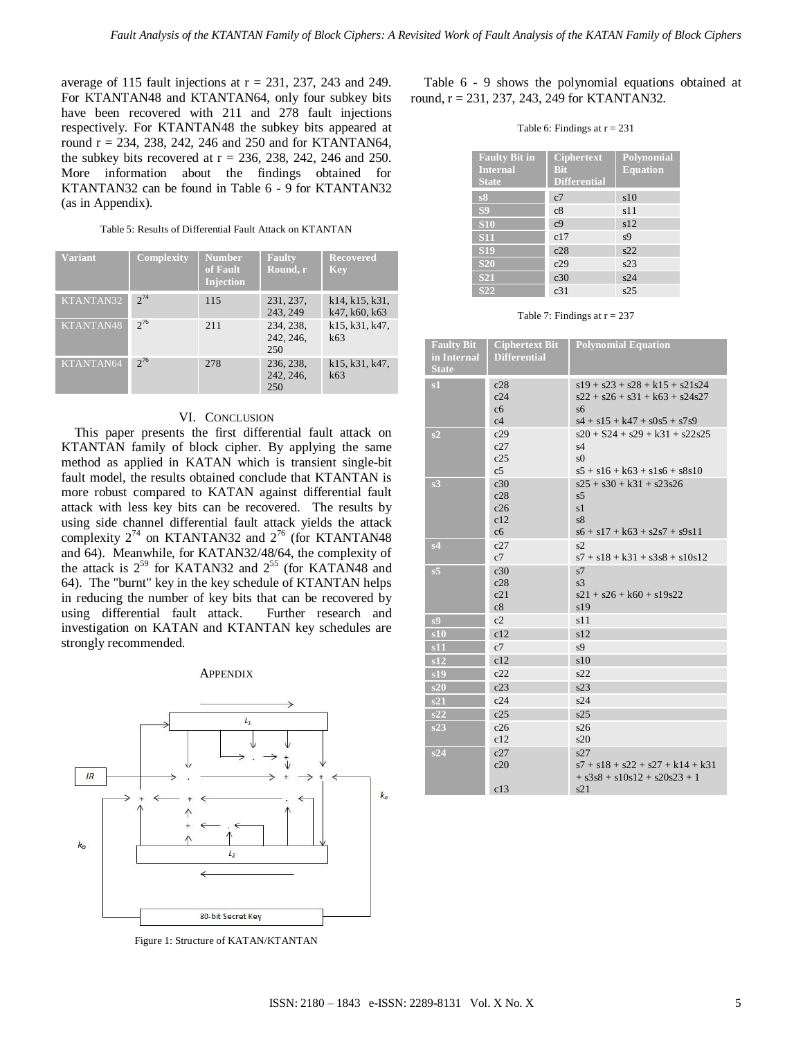average of 115 fault injections at r = 231, 237, 243 and 249. For KTANTAN48 and KTANTAN64, only four subkey bits have been recovered with 211 and 278 fault injections respectively. For KTANTAN48 the subkey bits appeared at round r = 234, 238, 242, 246 and 250 and for KTANTAN64, the subkey bits recovered at r = 236, 238, 242, 246 and 250. More information about the findings obtained for KTANTAN32 can be found in Table 6 - 9 for KTANTAN32 (as in Appendix).

Table 5: Results of Differential Fault Attack on KTANTAN

| Variant | Complexity | Number of Fault Injection | Faulty Round, r | Recovered Key |
|---|---|---|---|---|
| KTANTAN32 | $2^{74}$ | 115 | 231, 237, 243, 249 | k14, k15, k31, k47, k60, k63 |
| KTANTAN48 | $2^{76}$ | 211 | 234, 238, 242, 246, 250 | k15, k31, k47, k63 |
| KTANTAN64 | $2^{76}$ | 278 | 236, 238, 242, 246, 250 | k15, k31, k47, k63 |

## VI. Conclusion

This paper presents the first differential fault attack on KTANTAN family of block cipher. By applying the same method as applied in KATAN which is transient single-bit fault model, the results obtained conclude that KTANTAN is more robust compared to KATAN against differential fault attack with less key bits can be recovered. The results by using side channel differential fault attack yields the attack complexity $2^{74}$ on KTANTAN32 and $2^{76}$ (for KTANTAN48 and 64). Meanwhile, for KATAN32/48/64, the complexity of the attack is $2^{59}$ for KATAN32 and $2^{55}$ (for KATAN48 and 64). The "burnt" key in the key schedule of KTANTAN helps in reducing the number of key bits that can be recovered by using differential fault attack. Further research and investigation on KATAN and KTANTAN key schedules are strongly recommended.

## Appendix

Figure 1: Structure of KATAN/KTANTAN

Table 6 - 9 shows the polynomial equations obtained at round, r = 231, 237, 243, 249 for KTANTAN32.

Table 6: Findings at r = 231

| Faulty Bit in Internal State | Ciphertext Bit Differential | Polynomial Equation |
|---|---|---|
| s8 | c7 | s10 |
| S9 | c8 | s11 |
| S10 | c9 | s12 |
| S11 | c17 | s9 |
| S19 | c28 | s22 |
| S20 | c29 | s23 |
| S21 | c30 | s24 |
| S22 | c31 | s25 |

Table 7: Findings at r = 237

| Faulty Bit in Internal State | Ciphertext Bit Differential | Polynomial Equation |
|---|---|---|
| s1 | c28<br>c24<br>c6<br>c4 | s19 + s23 + s28 + k15 + s21s24<br>s22 + s26 + s31 + k63 + s24s27<br>s6<br>s4 + s15 + k47 + s0s5 + s7s9 |
| s2 | c29<br>c27<br>c25<br>c5 | s20 + S24 + s29 + k31 + s22s25<br>s4<br>s0<br>s5 + s16 + k63 + s1s6 + s8s10 |
| s3 | c30<br>c28<br>c26<br>c12<br>c6 | s25 + s30 + k31 + s23s26<br>s5<br>s1<br>s8<br>s6 + s17 + k63 + s2s7 + s9s11 |
| s4 | c27<br>c7 | s2<br>s7 + s18 + k31 + s3s8 + s10s12 |
| s5 | c30<br>c28<br>c21<br>c8 | s7<br>s3<br>s21 + s26 + k60 + s19s22<br>s19 |
| s9 | c2 | s11 |
| s10 | c12 | s12 |
| s11 | c7 | s9 |
| s12 | c12 | s10 |
| s19 | c22 | s22 |
| s20 | c23 | s23 |
| s21 | c24 | s24 |
| s22 | c25 | s25 |
| s23 | c26<br>c12 | s26<br>s20 |
| s24 | c27<br>c20<br>c13 | s27<br>s7 + s18 + s22 + s27 + k14 + k31 + s3s8 + s10s12 + s20s23 + 1<br>s21 |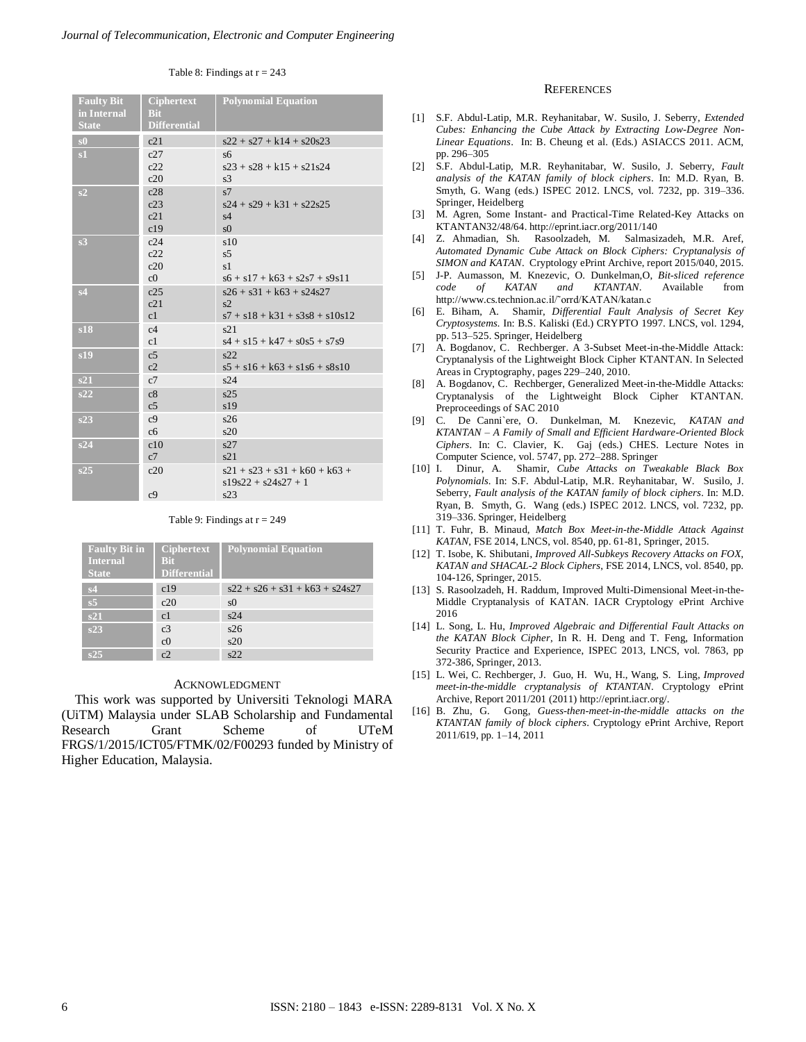Table 8: Findings at r = 243

| Faulty Bit in Internal State | Ciphertext Bit Differential | Polynomial Equation |
|---|---|---|
| s0 | c21 | s22 + s27 + k14 + s20s23 |
| s1 | c27<br>c22<br>c20 | s6<br>s23 + s28 + k15 + s21s24<br>s3 |
| s2 | c28<br>c23<br>c21<br>c19 | s7<br>s24 + s29 + k31 + s22s25<br>s4<br>s0 |
| s3 | c24<br>c22<br>c20<br>c0 | s10<br>s5<br>s1<br>s6 + s17 + k63 + s2s7 + s9s11 |
| s4 | c25<br>c21<br>c1 | s26 + s31 + k63 + s24s27<br>s2<br>s7 + s18 + k31 + s3s8 + s10s12 |
| s18 | c4<br>c1 | s21<br>s4 + s15 + k47 + s0s5 + s7s9 |
| s19 | c5<br>c2 | s22<br>s5 + s16 + k63 + s1s6 + s8s10 |
| s21 | c7 | s24 |
| s22 | c8<br>c5 | s25<br>s19 |
| s23 | c9<br>c6 | s26<br>s20 |
| s24 | c10<br>c7 | s27<br>s21 |
| s25 | c20<br><br>c9 | s21 + s23 + s31 + k60 + k63 + s19s22 + s24s27 + 1<br>s23 |

Table 9: Findings at r = 249

| Faulty Bit in Internal State | Ciphertext Bit Differential | Polynomial Equation |
|---|---|---|
| s4 | c19 | s22 + s26 + s31 + k63 + s24s27 |
| s5 | c20 | s0 |
| s21 | c1 | s24 |
| s23 | c3<br>c0 | s26<br>s20 |
| s25 | c2 | s22 |

## ACKNOWLEDGMENT

This work was supported by Universiti Teknologi MARA (UiTM) Malaysia under SLAB Scholarship and Fundamental Research Grant Scheme of UTeM FRGS/1/2015/ICT05/FTMK/02/F00293 funded by Ministry of Higher Education, Malaysia.

## REFERENCES

[1] S.F. Abdul-Latip, M.R. Reyhanitabar, W. Susilo, J. Seberry, *Extended Cubes: Enhancing the Cube Attack by Extracting Low-Degree Non-Linear Equations*. In: B. Cheung et al. (Eds.) ASIACCS 2011. ACM, pp. 296–305

[2] S.F. Abdul-Latip, M.R. Reyhanitabar, W. Susilo, J. Seberry, *Fault analysis of the KATAN family of block ciphers*. In: M.D. Ryan, B. Smyth, G. Wang (eds.) ISPEC 2012. LNCS, vol. 7232, pp. 319–336. Springer, Heidelberg

[3] M. Agren, Some Instant- and Practical-Time Related-Key Attacks on KTANTAN32/48/64. http://eprint.iacr.org/2011/140

[4] Z. Ahmadian, Sh. Rasoolzadeh, M. Salmasizadeh, M.R. Aref, *Automated Dynamic Cube Attack on Block Ciphers: Cryptanalysis of SIMON and KATAN*. Cryptology ePrint Archive, report 2015/040, 2015.

[5] J-P. Aumasson, M. Knezevic, O. Dunkelman,O, *Bit-sliced reference code of KATAN and KTANTAN*. Available from http://www.cs.technion.ac.il/˜orrd/KATAN/katan.c

[6] E. Biham, A. Shamir, *Differential Fault Analysis of Secret Key Cryptosystems*. In: B.S. Kaliski (Ed.) CRYPTO 1997. LNCS, vol. 1294, pp. 513–525. Springer, Heidelberg

[7] A. Bogdanov, C. Rechberger. A 3-Subset Meet-in-the-Middle Attack: Cryptanalysis of the Lightweight Block Cipher KTANTAN. In Selected Areas in Cryptography, pages 229–240, 2010.

[8] A. Bogdanov, C. Rechberger, Generalized Meet-in-the-Middle Attacks: Cryptanalysis of the Lightweight Block Cipher KTANTAN. Preproceedings of SAC 2010

[9] C. De Canni`ere, O. Dunkelman, M. Knezevic, *KATAN and KTANTAN – A Family of Small and Efficient Hardware-Oriented Block Ciphers*. In: C. Clavier, K. Gaj (eds.) CHES. Lecture Notes in Computer Science, vol. 5747, pp. 272–288. Springer

[10] I. Dinur, A. Shamir, *Cube Attacks on Tweakable Black Box Polynomials*. In: S.F. Abdul-Latip, M.R. Reyhanitabar, W. Susilo, J. Seberry, *Fault analysis of the KATAN family of block ciphers*. In: M.D. Ryan, B. Smyth, G. Wang (eds.) ISPEC 2012. LNCS, vol. 7232, pp. 319–336. Springer, Heidelberg

[11] T. Fuhr, B. Minaud, *Match Box Meet-in-the-Middle Attack Against KATAN*, FSE 2014, LNCS, vol. 8540, pp. 61-81, Springer, 2015.

[12] T. Isobe, K. Shibutani, *Improved All-Subkeys Recovery Attacks on FOX, KATAN and SHACAL-2 Block Ciphers*, FSE 2014, LNCS, vol. 8540, pp. 104-126, Springer, 2015.

[13] S. Rasoolzadeh, H. Raddum, Improved Multi-Dimensional Meet-in-the-Middle Cryptanalysis of KATAN. IACR Cryptology ePrint Archive 2016

[14] L. Song, L. Hu, *Improved Algebraic and Differential Fault Attacks on the KATAN Block Cipher*, In R. H. Deng and T. Feng, Information Security Practice and Experience, ISPEC 2013, LNCS, vol. 7863, pp 372-386, Springer, 2013.

[15] L. Wei, C. Rechberger, J. Guo, H. Wu, H., Wang, S. Ling, *Improved meet-in-the-middle cryptanalysis of KTANTAN*. Cryptology ePrint Archive, Report 2011/201 (2011) http://eprint.iacr.org/.

[16] B. Zhu, G. Gong, *Guess-then-meet-in-the-middle attacks on the KTANTAN family of block ciphers*. Cryptology ePrint Archive, Report 2011/619, pp. 1–14, 2011